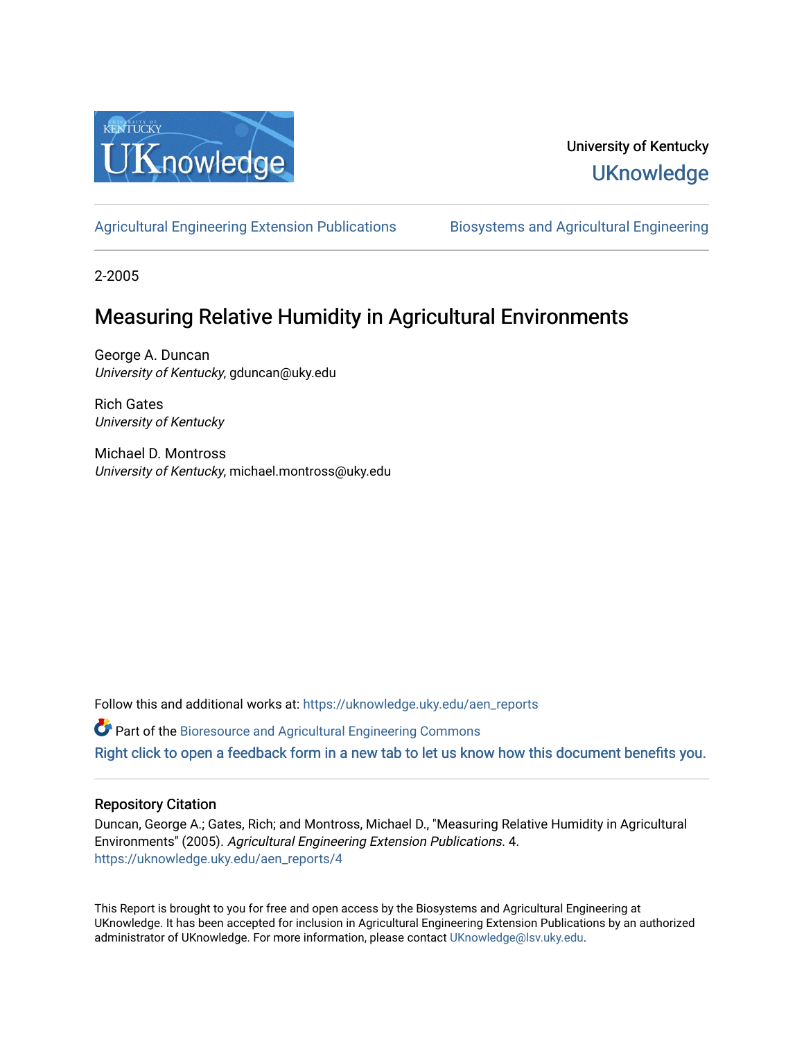University of Kentucky

UKnowledge

Agricultural Engineering Extension Publications | Biosystems and Agricultural Engineering

2-2005

# Measuring Relative Humidity in Agricultural Environments

George A. Duncan
*University of Kentucky*, gduncan@uky.edu

Rich Gates
*University of Kentucky*

Michael D. Montross
*University of Kentucky*, michael.montross@uky.edu

Follow this and additional works at: https://uknowledge.uky.edu/aen_reports

Part of the Bioresource and Agricultural Engineering Commons

Right click to open a feedback form in a new tab to let us know how this document benefits you.

## Repository Citation

Duncan, George A.; Gates, Rich; and Montross, Michael D., "Measuring Relative Humidity in Agricultural Environments" (2005). *Agricultural Engineering Extension Publications*. 4.
https://uknowledge.uky.edu/aen_reports/4

This Report is brought to you for free and open access by the Biosystems and Agricultural Engineering at UKnowledge. It has been accepted for inclusion in Agricultural Engineering Extension Publications by an authorized administrator of UKnowledge. For more information, please contact UKnowledge@lsv.uky.edu.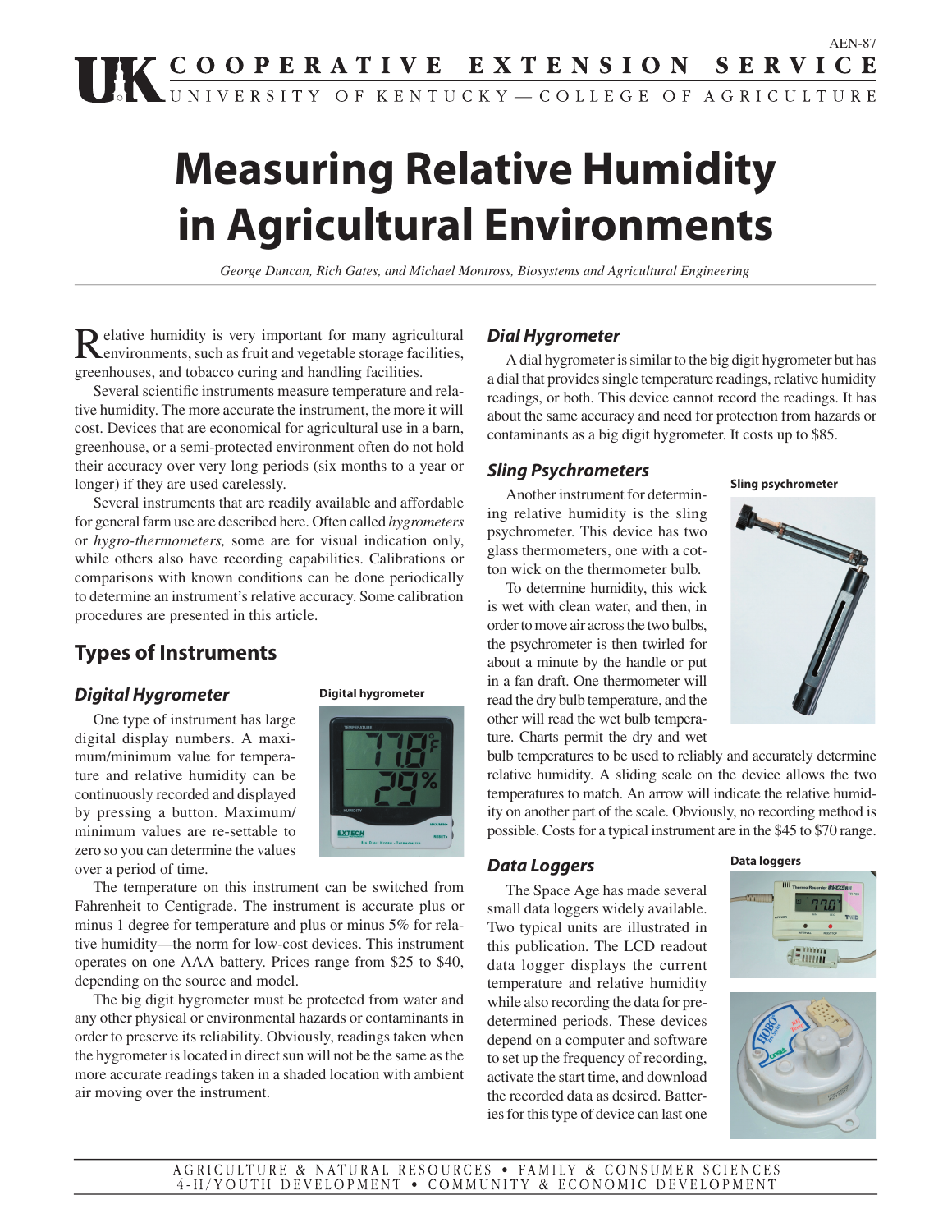# Measuring Relative Humidity in Agricultural Environments

*George Duncan, Rich Gates, and Michael Montross, Biosystems and Agricultural Engineering*

Relative humidity is very important for many agricultural environments, such as fruit and vegetable storage facilities, greenhouses, and tobacco curing and handling facilities.

Several scientific instruments measure temperature and relative humidity. The more accurate the instrument, the more it will cost. Devices that are economical for agricultural use in a barn, greenhouse, or a semi-protected environment often do not hold their accuracy over very long periods (six months to a year or longer) if they are used carelessly.

Several instruments that are readily available and affordable for general farm use are described here. Often called *hygrometers* or *hygro-thermometers,* some are for visual indication only, while others also have recording capabilities. Calibrations or comparisons with known conditions can be done periodically to determine an instrument's relative accuracy. Some calibration procedures are presented in this article.

## Types of Instruments

### *Digital Hygrometer*

**Digital hygrometer**

One type of instrument has large digital display numbers. A maximum/minimum value for temperature and relative humidity can be continuously recorded and displayed by pressing a button. Maximum/minimum values are re-settable to zero so you can determine the values over a period of time.

The temperature on this instrument can be switched from Fahrenheit to Centigrade. The instrument is accurate plus or minus 1 degree for temperature and plus or minus 5% for relative humidity—the norm for low-cost devices. This instrument operates on one AAA battery. Prices range from $25 to $40, depending on the source and model.

The big digit hygrometer must be protected from water and any other physical or environmental hazards or contaminants in order to preserve its reliability. Obviously, readings taken when the hygrometer is located in direct sun will not be the same as the more accurate readings taken in a shaded location with ambient air moving over the instrument.

### *Dial Hygrometer*

A dial hygrometer is similar to the big digit hygrometer but has a dial that provides single temperature readings, relative humidity readings, or both. This device cannot record the readings. It has about the same accuracy and need for protection from hazards or contaminants as a big digit hygrometer. It costs up to $85.

### *Sling Psychrometers*

**Sling psychrometer**

Another instrument for determining relative humidity is the sling psychrometer. This device has two glass thermometers, one with a cotton wick on the thermometer bulb.

To determine humidity, this wick is wet with clean water, and then, in order to move air across the two bulbs, the psychrometer is then twirled for about a minute by the handle or put in a fan draft. One thermometer will read the dry bulb temperature, and the other will read the wet bulb temperature. Charts permit the dry and wet bulb temperatures to be used to reliably and accurately determine relative humidity. A sliding scale on the device allows the two temperatures to match. An arrow will indicate the relative humidity on another part of the scale. Obviously, no recording method is possible. Costs for a typical instrument are in the $45 to $70 range.

### *Data Loggers*

**Data loggers**

The Space Age has made several small data loggers widely available. Two typical units are illustrated in this publication. The LCD readout data logger displays the current temperature and relative humidity while also recording the data for predetermined periods. These devices depend on a computer and software to set up the frequency of recording, activate the start time, and download the recorded data as desired. Batteries for this type of device can last one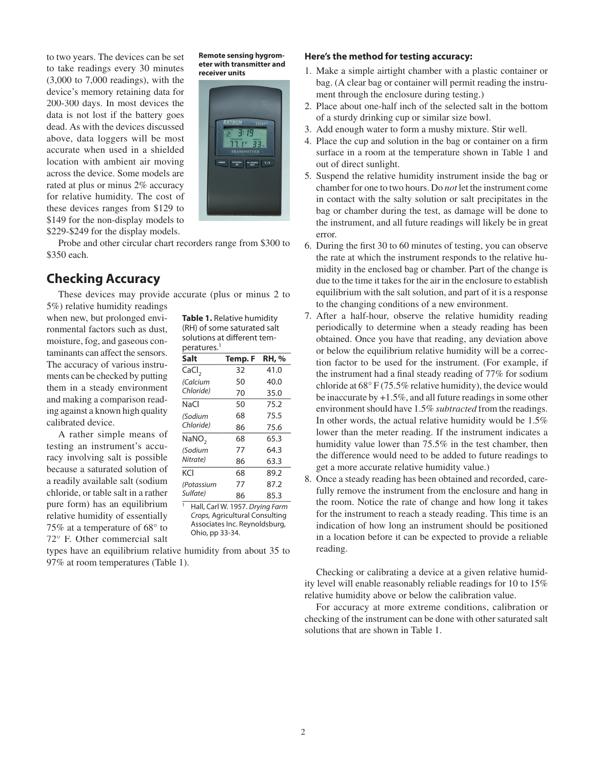to two years. The devices can be set to take readings every 30 minutes (3,000 to 7,000 readings), with the device's memory retaining data for 200-300 days. In most devices the data is not lost if the battery goes dead. As with the devices discussed above, data loggers will be most accurate when used in a shielded location with ambient air moving across the device. Some models are rated at plus or minus 2% accuracy for relative humidity. The cost of these devices ranges from $129 to $149 for the non-display models to $229-$249 for the display models.

**Remote sensing hygrometer with transmitter and receiver units**

Probe and other circular chart recorders range from $300 to $350 each.

## Checking Accuracy

These devices may provide accurate (plus or minus 2 to 5%) relative humidity readings when new, but prolonged environmental factors such as dust, moisture, fog, and gaseous contaminants can affect the sensors. The accuracy of various instruments can be checked by putting them in a steady environment and making a comparison reading against a known high quality calibrated device.

A rather simple means of testing an instrument's accuracy involving salt is possible because a saturated solution of a readily available salt (sodium chloride, or table salt in a rather pure form) has an equilibrium relative humidity of essentially 75% at a temperature of 68° to 72° F. Other commercial salt types have an equilibrium relative humidity from about 35 to 97% at room temperatures (Table 1).

**Table 1.** Relative humidity (RH) of some saturated salt solutions at different temperatures.[1]

| Salt | Temp. F | RH, % |
|---|---|---|
| $CaCl_2$ | 32 | 41.0 |
| *(Calcium* | 50 | 40.0 |
| *Chloride)* | 70 | 35.0 |
| NaCl | 50 | 75.2 |
| *(Sodium* | 68 | 75.5 |
| *Chloride)* | 86 | 75.6 |
| $NaNO_2$ | 68 | 65.3 |
| *(Sodium* | 77 | 64.3 |
| *Nitrate)* | 86 | 63.3 |
| KCl | 68 | 89.2 |
| *(Potassium* | 77 | 87.2 |
| *Sulfate)* | 86 | 85.3 |

[1] Hall, Carl W. 1957. *Drying Farm Crops,* Agricultural Consulting Associates Inc. Reynoldsburg, Ohio, pp 33-34.

**Here's the method for testing accuracy:**

1. Make a simple airtight chamber with a plastic container or bag. (A clear bag or container will permit reading the instrument through the enclosure during testing.)
2. Place about one-half inch of the selected salt in the bottom of a sturdy drinking cup or similar size bowl.
3. Add enough water to form a mushy mixture. Stir well.
4. Place the cup and solution in the bag or container on a firm surface in a room at the temperature shown in Table 1 and out of direct sunlight.
5. Suspend the relative humidity instrument inside the bag or chamber for one to two hours. Do *not* let the instrument come in contact with the salty solution or salt precipitates in the bag or chamber during the test, as damage will be done to the instrument, and all future readings will likely be in great error.
6. During the first 30 to 60 minutes of testing, you can observe the rate at which the instrument responds to the relative humidity in the enclosed bag or chamber. Part of the change is due to the time it takes for the air in the enclosure to establish equilibrium with the salt solution, and part of it is a response to the changing conditions of a new environment.
7. After a half-hour, observe the relative humidity reading periodically to determine when a steady reading has been obtained. Once you have that reading, any deviation above or below the equilibrium relative humidity will be a correction factor to be used for the instrument. (For example, if the instrument had a final steady reading of 77% for sodium chloride at 68° F (75.5% relative humidity), the device would be inaccurate by +1.5%, and all future readings in some other environment should have 1.5% *subtracted* from the readings. In other words, the actual relative humidity would be 1.5% lower than the meter reading. If the instrument indicates a humidity value lower than 75.5% in the test chamber, then the difference would need to be added to future readings to get a more accurate relative humidity value.)
8. Once a steady reading has been obtained and recorded, carefully remove the instrument from the enclosure and hang in the room. Notice the rate of change and how long it takes for the instrument to reach a steady reading. This time is an indication of how long an instrument should be positioned in a location before it can be expected to provide a reliable reading.

Checking or calibrating a device at a given relative humidity level will enable reasonably reliable readings for 10 to 15% relative humidity above or below the calibration value.

For accuracy at more extreme conditions, calibration or checking of the instrument can be done with other saturated salt solutions that are shown in Table 1.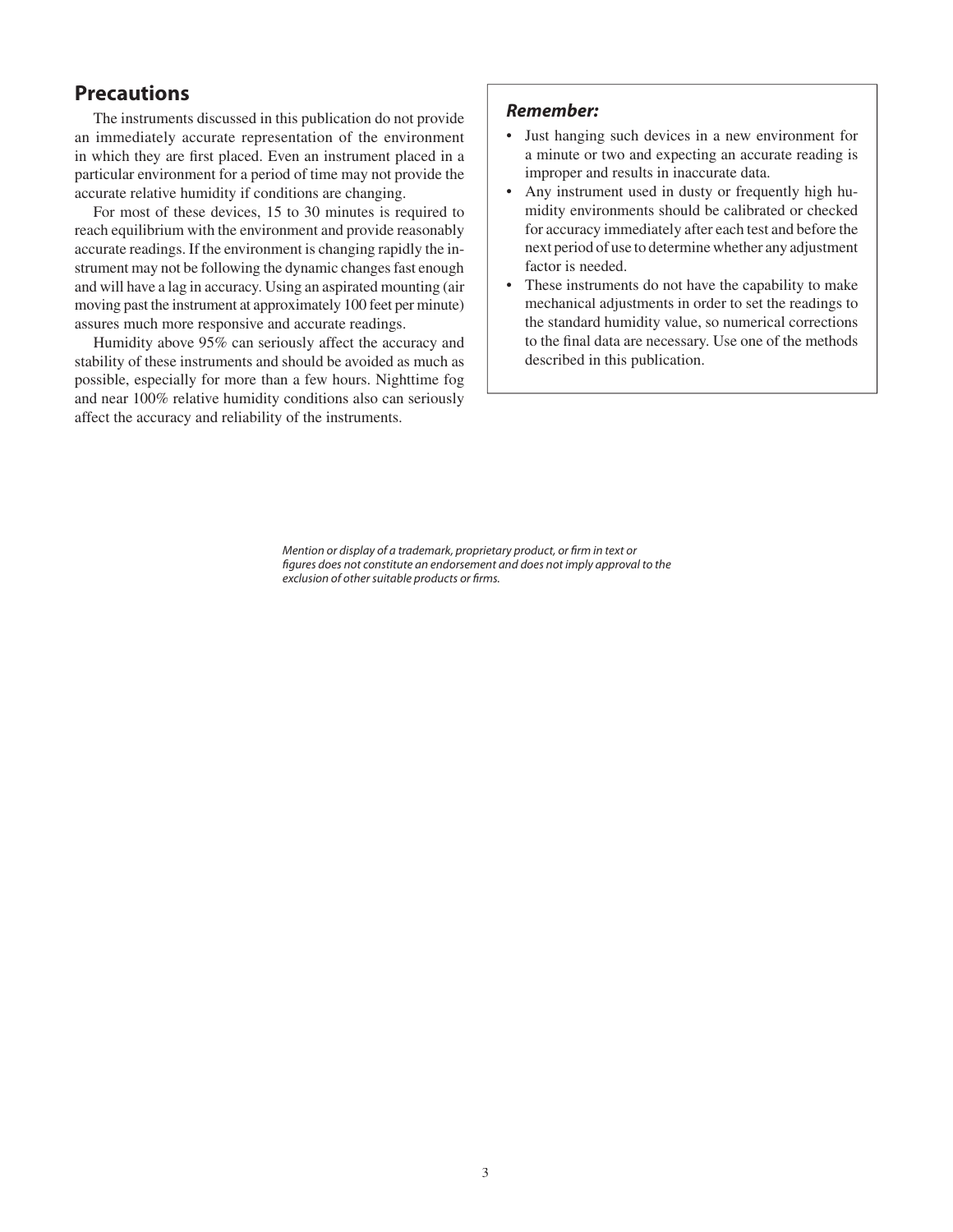## Precautions

The instruments discussed in this publication do not provide an immediately accurate representation of the environment in which they are first placed. Even an instrument placed in a particular environment for a period of time may not provide the accurate relative humidity if conditions are changing.

For most of these devices, 15 to 30 minutes is required to reach equilibrium with the environment and provide reasonably accurate readings. If the environment is changing rapidly the instrument may not be following the dynamic changes fast enough and will have a lag in accuracy. Using an aspirated mounting (air moving past the instrument at approximately 100 feet per minute) assures much more responsive and accurate readings.

Humidity above 95% can seriously affect the accuracy and stability of these instruments and should be avoided as much as possible, especially for more than a few hours. Nighttime fog and near 100% relative humidity conditions also can seriously affect the accuracy and reliability of the instruments.

***Remember:***

- Just hanging such devices in a new environment for a minute or two and expecting an accurate reading is improper and results in inaccurate data.
- Any instrument used in dusty or frequently high humidity environments should be calibrated or checked for accuracy immediately after each test and before the next period of use to determine whether any adjustment factor is needed.
- These instruments do not have the capability to make mechanical adjustments in order to set the readings to the standard humidity value, so numerical corrections to the final data are necessary. Use one of the methods described in this publication.

*Mention or display of a trademark, proprietary product, or firm in text or figures does not constitute an endorsement and does not imply approval to the exclusion of other suitable products or firms.*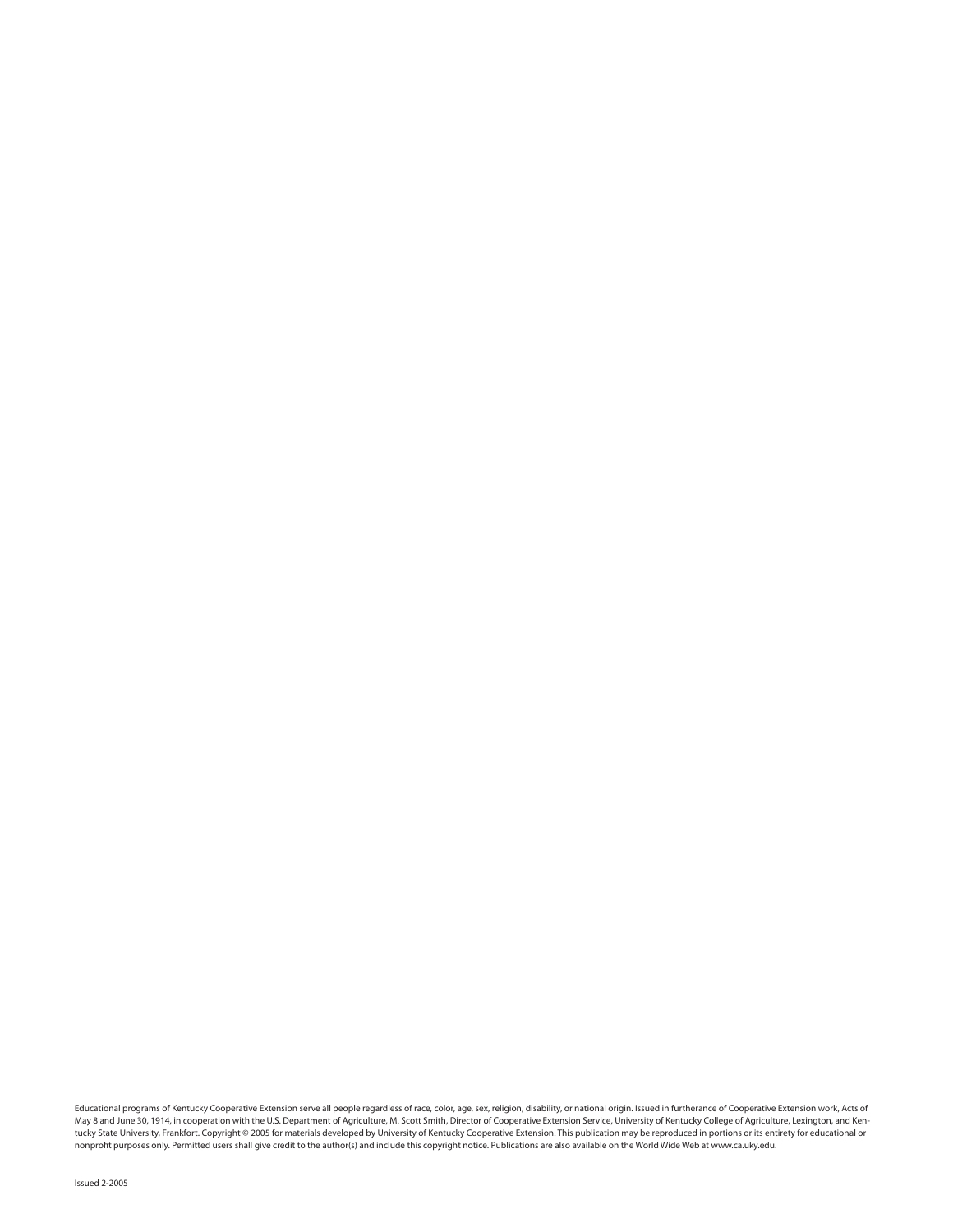Educational programs of Kentucky Cooperative Extension serve all people regardless of race, color, age, sex, religion, disability, or national origin. Issued in furtherance of Cooperative Extension work, Acts of May 8 and June 30, 1914, in cooperation with the U.S. Department of Agriculture, M. Scott Smith, Director of Cooperative Extension Service, University of Kentucky College of Agriculture, Lexington, and Kentucky State University, Frankfort. Copyright © 2005 for materials developed by University of Kentucky Cooperative Extension. This publication may be reproduced in portions or its entirety for educational or nonprofit purposes only. Permitted users shall give credit to the author(s) and include this copyright notice. Publications are also available on the World Wide Web at www.ca.uky.edu.

Issued 2-2005